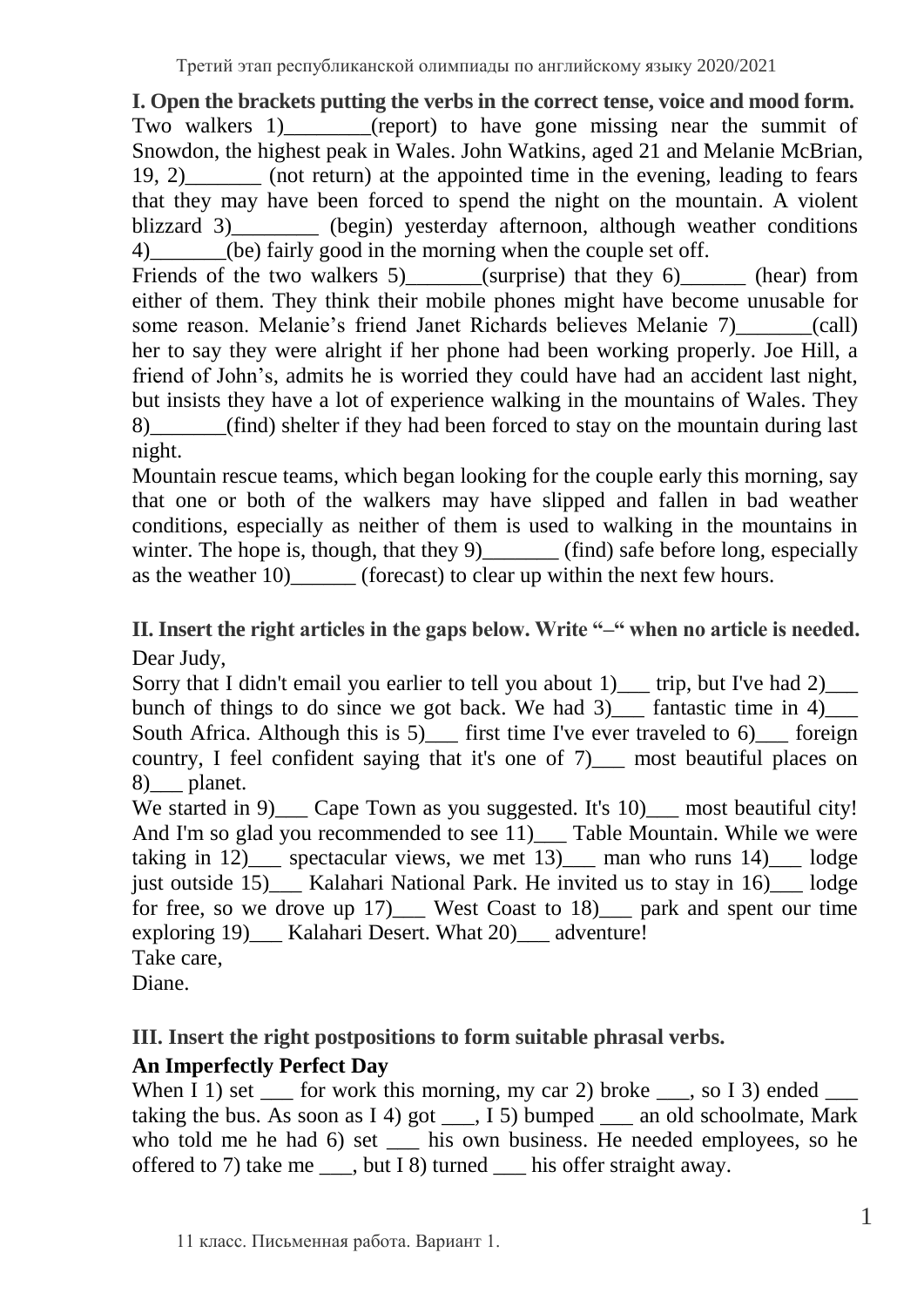**I. Open the brackets putting the verbs in the correct tense, voice and mood form.**

Two walkers 1)________(report) to have gone missing near the summit of Snowdon, the highest peak in Wales. John Watkins, aged 21 and Melanie McBrian, 19, 2)_______ (not return) at the appointed time in the evening, leading to fears that they may have been forced to spend the night on the mountain. A violent blizzard 3)________ (begin) yesterday afternoon, although weather conditions 4)_______(be) fairly good in the morning when the couple set off.

Friends of the two walkers 5)_______(surprise) that they 6)______ (hear) from either of them. They think their mobile phones might have become unusable for some reason. Melanie's friend Janet Richards believes Melanie 7)_______(call) her to say they were alright if her phone had been working properly. Joe Hill, a friend of John's, admits he is worried they could have had an accident last night, but insists they have a lot of experience walking in the mountains of Wales. They 8)_______(find) shelter if they had been forced to stay on the mountain during last night.

Mountain rescue teams, which began looking for the couple early this morning, say that one or both of the walkers may have slipped and fallen in bad weather conditions, especially as neither of them is used to walking in the mountains in winter. The hope is, though, that they 9)_______ (find) safe before long, especially as the weather 10)______ (forecast) to clear up within the next few hours.

**II. Insert the right articles in the gaps below. Write "–" when no article is needed.**

Dear Judy,

Sorry that I didn't email you earlier to tell you about 1)___ trip, but I've had 2)___ bunch of things to do since we got back. We had 3)___ fantastic time in 4)___ South Africa. Although this is 5)___ first time I've ever traveled to 6)___ foreign country, I feel confident saying that it's one of 7)___ most beautiful places on 8)___ planet.

We started in 9)___ Cape Town as you suggested. It's 10)___ most beautiful city! And I'm so glad you recommended to see 11)___ Table Mountain. While we were taking in 12)___ spectacular views, we met 13)___ man who runs 14)___ lodge just outside 15)___ Kalahari National Park. He invited us to stay in 16)___ lodge for free, so we drove up 17)___ West Coast to 18)___ park and spent our time exploring 19)___ Kalahari Desert. What 20)___ adventure!

Take care,

Diane.

**III. Insert the right postpositions to form suitable phrasal verbs.**

**An Imperfectly Perfect Day**

When I 1) set ___ for work this morning, my car 2) broke ___, so I 3) ended ___ taking the bus. As soon as I 4) got ___, I 5) bumped ___ an old schoolmate, Mark who told me he had 6) set ___ his own business. He needed employees, so he offered to 7) take me ___, but I 8) turned ___ his offer straight away.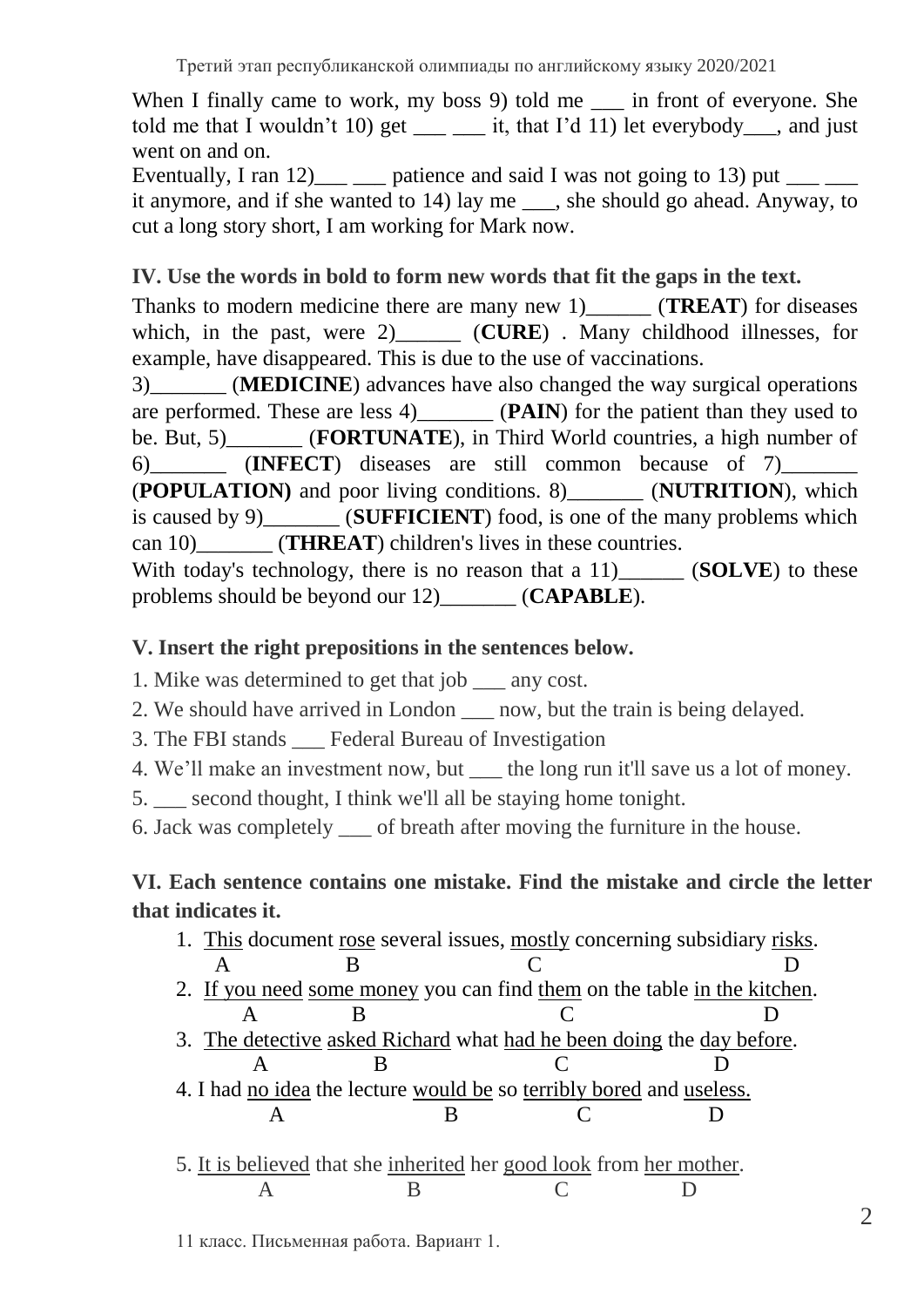When I finally came to work, my boss 9) told me ___ in front of everyone. She told me that I wouldn't 10) get ___ ___ it, that I'd 11) let everybody___, and just went on and on.

Eventually, I ran 12)___ ___ patience and said I was not going to 13) put ___ ___ it anymore, and if she wanted to 14) lay me ___, she should go ahead. Anyway, to cut a long story short, I am working for Mark now.

**IV. Use the words in bold to form new words that fit the gaps in the text.**

Thanks to modern medicine there are many new 1)______ (**TREAT**) for diseases which, in the past, were 2)______ (**CURE**) . Many childhood illnesses, for example, have disappeared. This is due to the use of vaccinations.

3)_______ (**MEDICINE**) advances have also changed the way surgical operations are performed. These are less 4)_______ (**PAIN**) for the patient than they used to be. But, 5)_______ (**FORTUNATE**), in Third World countries, a high number of 6)_______ (**INFECT**) diseases are still common because of 7)_______ (**POPULATION)** and poor living conditions. 8)_______ (**NUTRITION**), which is caused by 9)_______ (**SUFFICIENT**) food, is one of the many problems which can 10)_______ (**THREAT**) children's lives in these countries.

With today's technology, there is no reason that a 11)______ (**SOLVE**) to these problems should be beyond our 12)_______ (**CAPABLE**).

**V. Insert the right prepositions in the sentences below.**

1. Mike was determined to get that job ___ any cost.
2. We should have arrived in London ___ now, but the train is being delayed.
3. The FBI stands ___ Federal Bureau of Investigation
4. We'll make an investment now, but ___ the long run it'll save us a lot of money.
5. ___ second thought, I think we'll all be staying home tonight.
6. Jack was completely ___ of breath after moving the furniture in the house.

**VI. Each sentence contains one mistake. Find the mistake and circle the letter that indicates it.**

1. <u>This</u> (A) document <u>rose</u> (B) several issues, <u>mostly</u> (C) concerning subsidiary <u>risks</u> (D).
2. <u>If you need</u> (A) <u>some money</u> (B) you can find <u>them</u> (C) on the table <u>in the kitchen</u> (D).
3. <u>The detective</u> (A) <u>asked Richard</u> (B) what <u>had he been doing</u> (C) the <u>day before</u> (D).
4. I had <u>no idea</u> (A) the lecture <u>would be</u> (B) so <u>terribly bored</u> (C) and <u>useless.</u> (D)
5. <u>It is believed</u> (A) that she <u>inherited</u> (B) her <u>good look</u> (C) from <u>her mother</u> (D).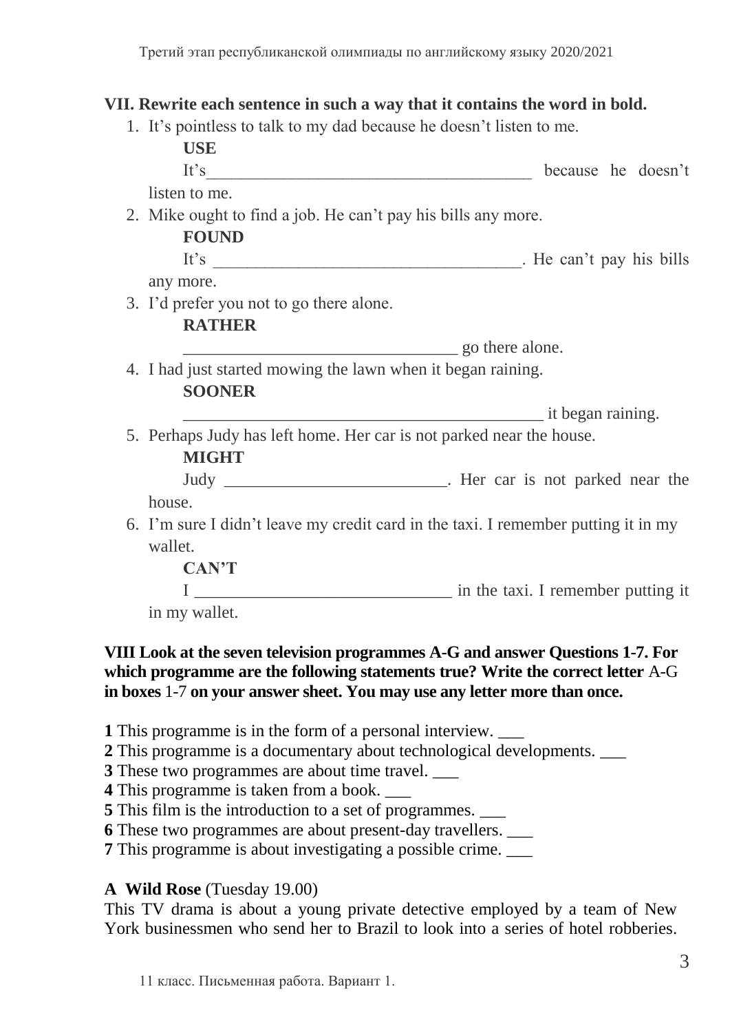**VII. Rewrite each sentence in such a way that it contains the word in bold.**

1. It's pointless to talk to my dad because he doesn't listen to me.

   **USE**

   It's_______________________________________ because he doesn't listen to me.

2. Mike ought to find a job. He can't pay his bills any more.

   **FOUND**

   It's _____________________________________. He can't pay his bills any more.

3. I'd prefer you not to go there alone.

   **RATHER**

   ________________________________ go there alone.

4. I had just started mowing the lawn when it began raining.

   **SOONER**

   ____________________________________________ it began raining.

5. Perhaps Judy has left home. Her car is not parked near the house.

   **MIGHT**

   Judy __________________________. Her car is not parked near the house.

6. I'm sure I didn't leave my credit card in the taxi. I remember putting it in my wallet.

   **CAN'T**

   I ______________________________ in the taxi. I remember putting it in my wallet.

**VIII Look at the seven television programmes A-G and answer Questions 1-7. For which programme are the following statements true? Write the correct letter** A-G **in boxes** 1-7 **on your answer sheet. You may use any letter more than once.**

**1** This programme is in the form of a personal interview. ___
**2** This programme is a documentary about technological developments. ___
**3** These two programmes are about time travel. ___
**4** This programme is taken from a book. ___
**5** This film is the introduction to a set of programmes. ___
**6** These two programmes are about present-day travellers. ___
**7** This programme is about investigating a possible crime. ___

**A Wild Rose** (Tuesday 19.00)
This TV drama is about a young private detective employed by a team of New York businessmen who send her to Brazil to look into a series of hotel robberies.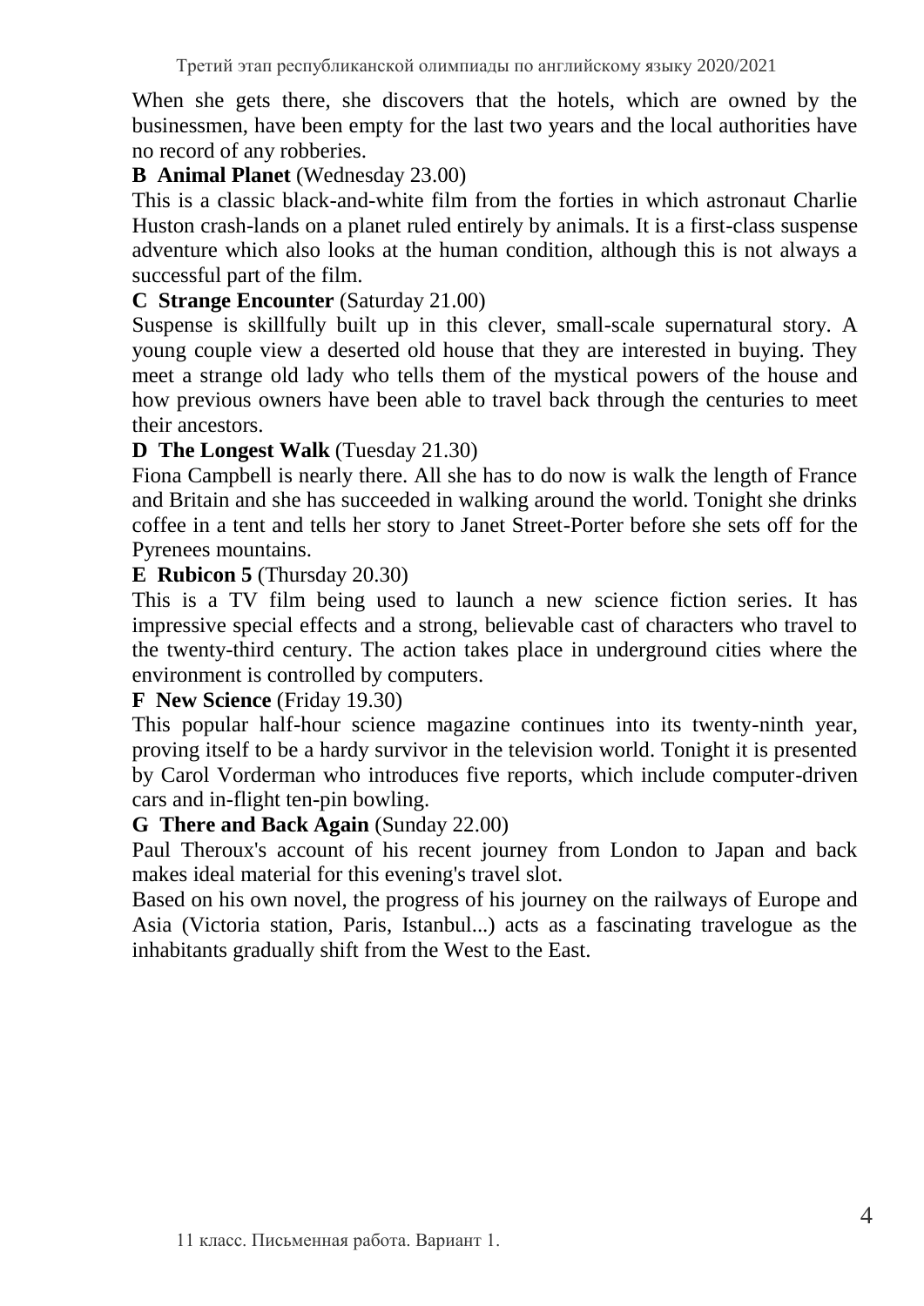When she gets there, she discovers that the hotels, which are owned by the businessmen, have been empty for the last two years and the local authorities have no record of any robberies.

**B Animal Planet** (Wednesday 23.00)

This is a classic black-and-white film from the forties in which astronaut Charlie Huston crash-lands on a planet ruled entirely by animals. It is a first-class suspense adventure which also looks at the human condition, although this is not always a successful part of the film.

**C Strange Encounter** (Saturday 21.00)

Suspense is skillfully built up in this clever, small-scale supernatural story. A young couple view a deserted old house that they are interested in buying. They meet a strange old lady who tells them of the mystical powers of the house and how previous owners have been able to travel back through the centuries to meet their ancestors.

**D The Longest Walk** (Tuesday 21.30)

Fiona Campbell is nearly there. All she has to do now is walk the length of France and Britain and she has succeeded in walking around the world. Tonight she drinks coffee in a tent and tells her story to Janet Street-Porter before she sets off for the Pyrenees mountains.

**E Rubicon 5** (Thursday 20.30)

This is a TV film being used to launch a new science fiction series. It has impressive special effects and a strong, believable cast of characters who travel to the twenty-third century. The action takes place in underground cities where the environment is controlled by computers.

**F New Science** (Friday 19.30)

This popular half-hour science magazine continues into its twenty-ninth year, proving itself to be a hardy survivor in the television world. Tonight it is presented by Carol Vorderman who introduces five reports, which include computer-driven cars and in-flight ten-pin bowling.

**G There and Back Again** (Sunday 22.00)

Paul Theroux's account of his recent journey from London to Japan and back makes ideal material for this evening's travel slot.

Based on his own novel, the progress of his journey on the railways of Europe and Asia (Victoria station, Paris, Istanbul...) acts as a fascinating travelogue as the inhabitants gradually shift from the West to the East.